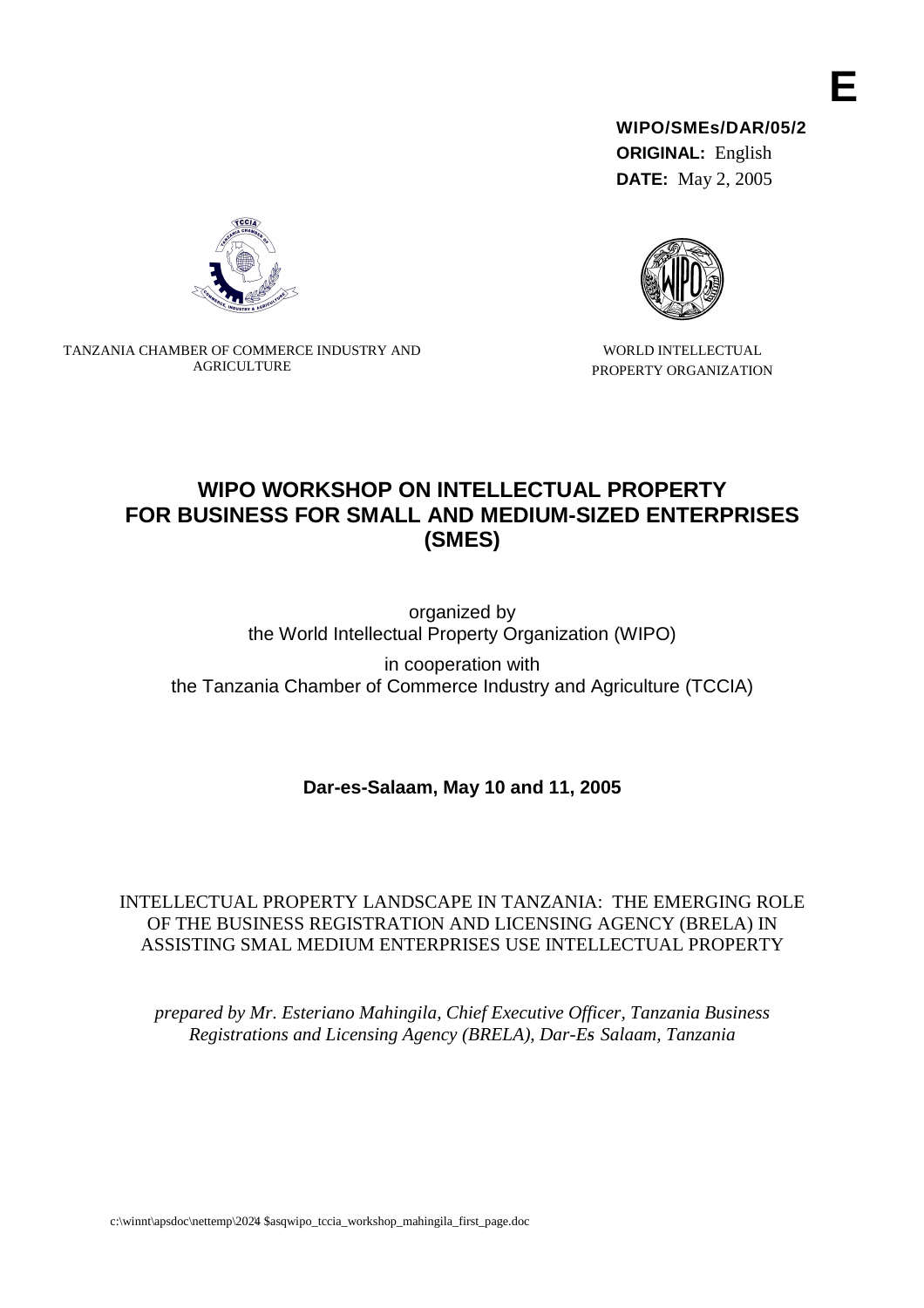**E**

**WIPO/SMEs/DAR/05/2**
**ORIGINAL:** English
**DATE:** May 2, 2005

TANZANIA CHAMBER OF COMMERCE INDUSTRY AND AGRICULTURE

WORLD INTELLECTUAL PROPERTY ORGANIZATION

# WIPO WORKSHOP ON INTELLECTUAL PROPERTY FOR BUSINESS FOR SMALL AND MEDIUM-SIZED ENTERPRISES (SMES)

organized by
the World Intellectual Property Organization (WIPO)

in cooperation with
the Tanzania Chamber of Commerce Industry and Agriculture (TCCIA)

**Dar-es-Salaam, May 10 and 11, 2005**

## INTELLECTUAL PROPERTY LANDSCAPE IN TANZANIA: THE EMERGING ROLE OF THE BUSINESS REGISTRATION AND LICENSING AGENCY (BRELA) IN ASSISTING SMAL MEDIUM ENTERPRISES USE INTELLECTUAL PROPERTY

*prepared by Mr. Esteriano Mahingila, Chief Executive Officer, Tanzania Business Registrations and Licensing Agency (BRELA), Dar-Es Salaam, Tanzania*

c:\winnt\apsdoc\nettemp\2024 $asqwipo_tccia_workshop_mahingila_first_page.doc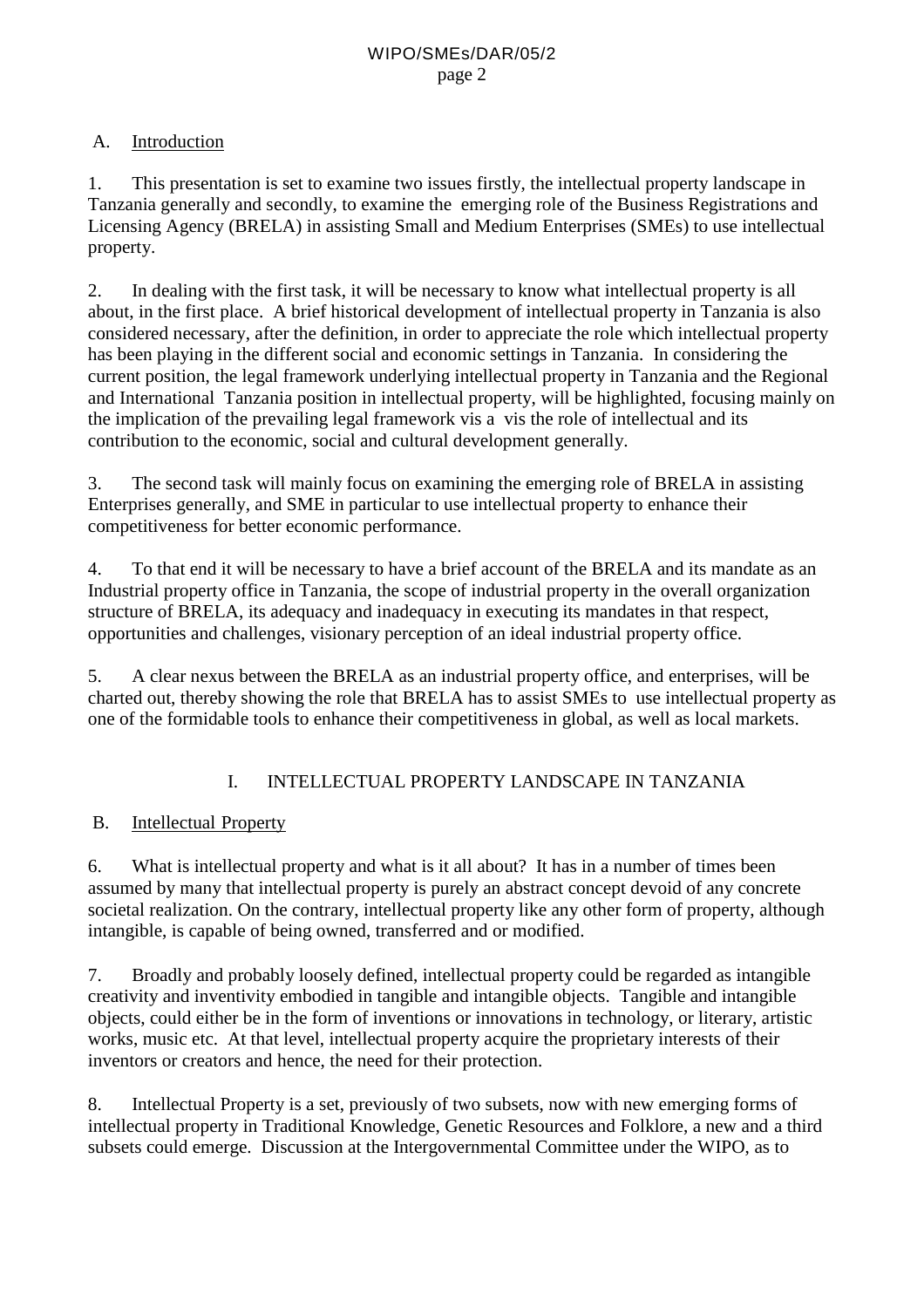## A. Introduction

1. This presentation is set to examine two issues firstly, the intellectual property landscape in Tanzania generally and secondly, to examine the emerging role of the Business Registrations and Licensing Agency (BRELA) in assisting Small and Medium Enterprises (SMEs) to use intellectual property.

2. In dealing with the first task, it will be necessary to know what intellectual property is all about, in the first place. A brief historical development of intellectual property in Tanzania is also considered necessary, after the definition, in order to appreciate the role which intellectual property has been playing in the different social and economic settings in Tanzania. In considering the current position, the legal framework underlying intellectual property in Tanzania and the Regional and International Tanzania position in intellectual property, will be highlighted, focusing mainly on the implication of the prevailing legal framework vis a vis the role of intellectual and its contribution to the economic, social and cultural development generally.

3. The second task will mainly focus on examining the emerging role of BRELA in assisting Enterprises generally, and SME in particular to use intellectual property to enhance their competitiveness for better economic performance.

4. To that end it will be necessary to have a brief account of the BRELA and its mandate as an Industrial property office in Tanzania, the scope of industrial property in the overall organization structure of BRELA, its adequacy and inadequacy in executing its mandates in that respect, opportunities and challenges, visionary perception of an ideal industrial property office.

5. A clear nexus between the BRELA as an industrial property office, and enterprises, will be charted out, thereby showing the role that BRELA has to assist SMEs to use intellectual property as one of the formidable tools to enhance their competitiveness in global, as well as local markets.

# I. INTELLECTUAL PROPERTY LANDSCAPE IN TANZANIA

## B. Intellectual Property

6. What is intellectual property and what is it all about? It has in a number of times been assumed by many that intellectual property is purely an abstract concept devoid of any concrete societal realization. On the contrary, intellectual property like any other form of property, although intangible, is capable of being owned, transferred and or modified.

7. Broadly and probably loosely defined, intellectual property could be regarded as intangible creativity and inventivity embodied in tangible and intangible objects. Tangible and intangible objects, could either be in the form of inventions or innovations in technology, or literary, artistic works, music etc. At that level, intellectual property acquire the proprietary interests of their inventors or creators and hence, the need for their protection.

8. Intellectual Property is a set, previously of two subsets, now with new emerging forms of intellectual property in Traditional Knowledge, Genetic Resources and Folklore, a new and a third subsets could emerge. Discussion at the Intergovernmental Committee under the WIPO, as to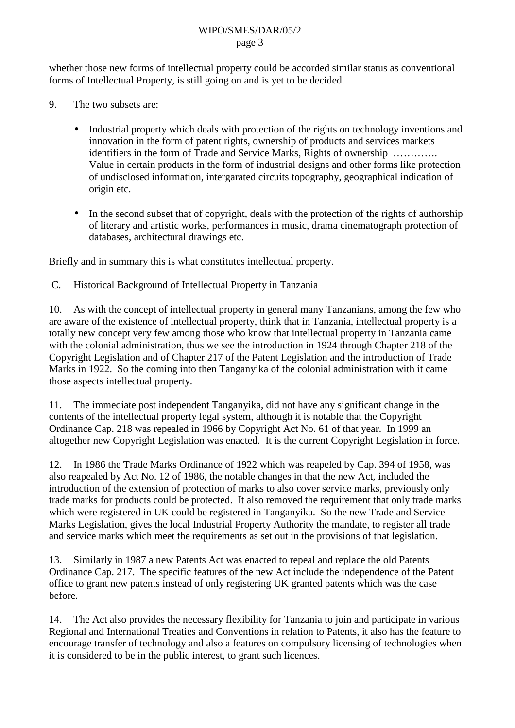whether those new forms of intellectual property could be accorded similar status as conventional forms of Intellectual Property, is still going on and is yet to be decided.

9. The two subsets are:

- Industrial property which deals with protection of the rights on technology inventions and innovation in the form of patent rights, ownership of products and services markets identifiers in the form of Trade and Service Marks, Rights of ownership …………. Value in certain products in the form of industrial designs and other forms like protection of undisclosed information, intergarated circuits topography, geographical indication of origin etc.

- In the second subset that of copyright, deals with the protection of the rights of authorship of literary and artistic works, performances in music, drama cinematograph protection of databases, architectural drawings etc.

Briefly and in summary this is what constitutes intellectual property.

## C. Historical Background of Intellectual Property in Tanzania

10. As with the concept of intellectual property in general many Tanzanians, among the few who are aware of the existence of intellectual property, think that in Tanzania, intellectual property is a totally new concept very few among those who know that intellectual property in Tanzania came with the colonial administration, thus we see the introduction in 1924 through Chapter 218 of the Copyright Legislation and of Chapter 217 of the Patent Legislation and the introduction of Trade Marks in 1922. So the coming into then Tanganyika of the colonial administration with it came those aspects intellectual property.

11. The immediate post independent Tanganyika, did not have any significant change in the contents of the intellectual property legal system, although it is notable that the Copyright Ordinance Cap. 218 was repealed in 1966 by Copyright Act No. 61 of that year. In 1999 an altogether new Copyright Legislation was enacted. It is the current Copyright Legislation in force.

12. In 1986 the Trade Marks Ordinance of 1922 which was reapeled by Cap. 394 of 1958, was also reapealed by Act No. 12 of 1986, the notable changes in that the new Act, included the introduction of the extension of protection of marks to also cover service marks, previously only trade marks for products could be protected. It also removed the requirement that only trade marks which were registered in UK could be registered in Tanganyika. So the new Trade and Service Marks Legislation, gives the local Industrial Property Authority the mandate, to register all trade and service marks which meet the requirements as set out in the provisions of that legislation.

13. Similarly in 1987 a new Patents Act was enacted to repeal and replace the old Patents Ordinance Cap. 217. The specific features of the new Act include the independence of the Patent office to grant new patents instead of only registering UK granted patents which was the case before.

14. The Act also provides the necessary flexibility for Tanzania to join and participate in various Regional and International Treaties and Conventions in relation to Patents, it also has the feature to encourage transfer of technology and also a features on compulsory licensing of technologies when it is considered to be in the public interest, to grant such licences.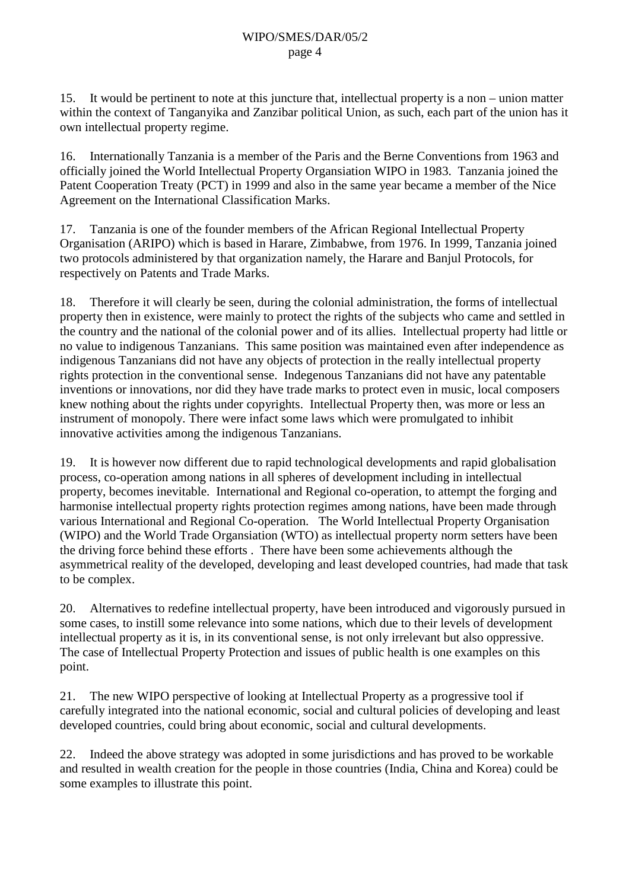15. It would be pertinent to note at this juncture that, intellectual property is a non – union matter within the context of Tanganyika and Zanzibar political Union, as such, each part of the union has it own intellectual property regime.

16. Internationally Tanzania is a member of the Paris and the Berne Conventions from 1963 and officially joined the World Intellectual Property Organsiation WIPO in 1983. Tanzania joined the Patent Cooperation Treaty (PCT) in 1999 and also in the same year became a member of the Nice Agreement on the International Classification Marks.

17. Tanzania is one of the founder members of the African Regional Intellectual Property Organisation (ARIPO) which is based in Harare, Zimbabwe, from 1976. In 1999, Tanzania joined two protocols administered by that organization namely, the Harare and Banjul Protocols, for respectively on Patents and Trade Marks.

18. Therefore it will clearly be seen, during the colonial administration, the forms of intellectual property then in existence, were mainly to protect the rights of the subjects who came and settled in the country and the national of the colonial power and of its allies. Intellectual property had little or no value to indigenous Tanzanians. This same position was maintained even after independence as indigenous Tanzanians did not have any objects of protection in the really intellectual property rights protection in the conventional sense. Indegenous Tanzanians did not have any patentable inventions or innovations, nor did they have trade marks to protect even in music, local composers knew nothing about the rights under copyrights. Intellectual Property then, was more or less an instrument of monopoly. There were infact some laws which were promulgated to inhibit innovative activities among the indigenous Tanzanians.

19. It is however now different due to rapid technological developments and rapid globalisation process, co-operation among nations in all spheres of development including in intellectual property, becomes inevitable. International and Regional co-operation, to attempt the forging and harmonise intellectual property rights protection regimes among nations, have been made through various International and Regional Co-operation. The World Intellectual Property Organisation (WIPO) and the World Trade Organsiation (WTO) as intellectual property norm setters have been the driving force behind these efforts . There have been some achievements although the asymmetrical reality of the developed, developing and least developed countries, had made that task to be complex.

20. Alternatives to redefine intellectual property, have been introduced and vigorously pursued in some cases, to instill some relevance into some nations, which due to their levels of development intellectual property as it is, in its conventional sense, is not only irrelevant but also oppressive. The case of Intellectual Property Protection and issues of public health is one examples on this point.

21. The new WIPO perspective of looking at Intellectual Property as a progressive tool if carefully integrated into the national economic, social and cultural policies of developing and least developed countries, could bring about economic, social and cultural developments.

22. Indeed the above strategy was adopted in some jurisdictions and has proved to be workable and resulted in wealth creation for the people in those countries (India, China and Korea) could be some examples to illustrate this point.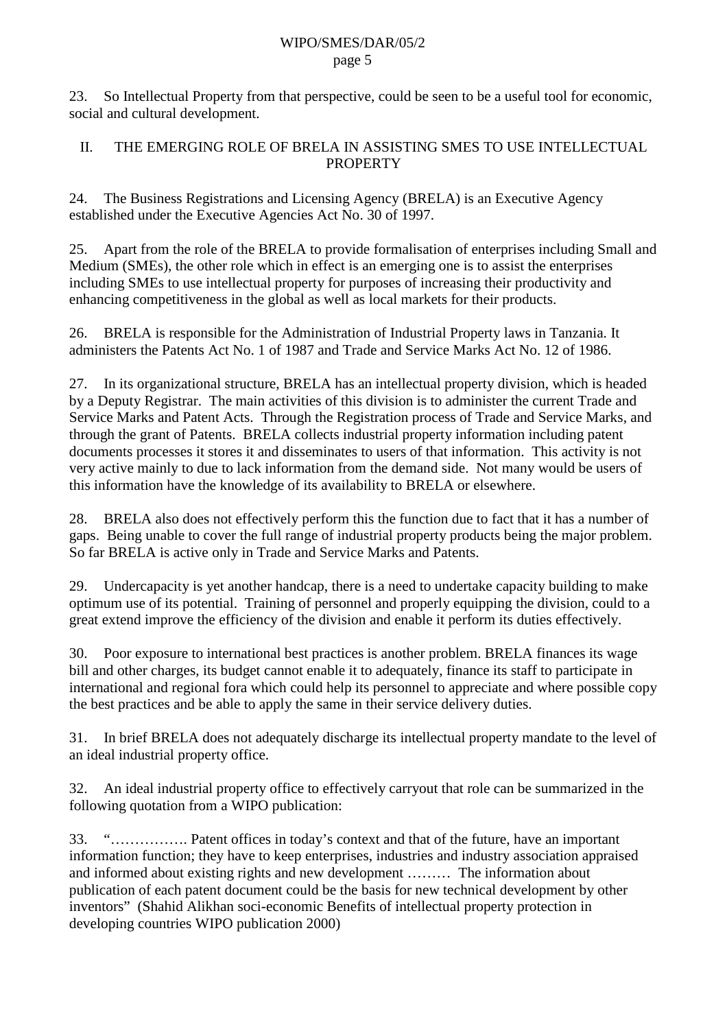23. So Intellectual Property from that perspective, could be seen to be a useful tool for economic, social and cultural development.

## II. THE EMERGING ROLE OF BRELA IN ASSISTING SMES TO USE INTELLECTUAL PROPERTY

24. The Business Registrations and Licensing Agency (BRELA) is an Executive Agency established under the Executive Agencies Act No. 30 of 1997.

25. Apart from the role of the BRELA to provide formalisation of enterprises including Small and Medium (SMEs), the other role which in effect is an emerging one is to assist the enterprises including SMEs to use intellectual property for purposes of increasing their productivity and enhancing competitiveness in the global as well as local markets for their products.

26. BRELA is responsible for the Administration of Industrial Property laws in Tanzania. It administers the Patents Act No. 1 of 1987 and Trade and Service Marks Act No. 12 of 1986.

27. In its organizational structure, BRELA has an intellectual property division, which is headed by a Deputy Registrar. The main activities of this division is to administer the current Trade and Service Marks and Patent Acts. Through the Registration process of Trade and Service Marks, and through the grant of Patents. BRELA collects industrial property information including patent documents processes it stores it and disseminates to users of that information. This activity is not very active mainly to due to lack information from the demand side. Not many would be users of this information have the knowledge of its availability to BRELA or elsewhere.

28. BRELA also does not effectively perform this the function due to fact that it has a number of gaps. Being unable to cover the full range of industrial property products being the major problem. So far BRELA is active only in Trade and Service Marks and Patents.

29. Undercapacity is yet another handcap, there is a need to undertake capacity building to make optimum use of its potential. Training of personnel and properly equipping the division, could to a great extend improve the efficiency of the division and enable it perform its duties effectively.

30. Poor exposure to international best practices is another problem. BRELA finances its wage bill and other charges, its budget cannot enable it to adequately, finance its staff to participate in international and regional fora which could help its personnel to appreciate and where possible copy the best practices and be able to apply the same in their service delivery duties.

31. In brief BRELA does not adequately discharge its intellectual property mandate to the level of an ideal industrial property office.

32. An ideal industrial property office to effectively carryout that role can be summarized in the following quotation from a WIPO publication:

33. "……………. Patent offices in today's context and that of the future, have an important information function; they have to keep enterprises, industries and industry association appraised and informed about existing rights and new development ……… The information about publication of each patent document could be the basis for new technical development by other inventors" (Shahid Alikhan soci-economic Benefits of intellectual property protection in developing countries WIPO publication 2000)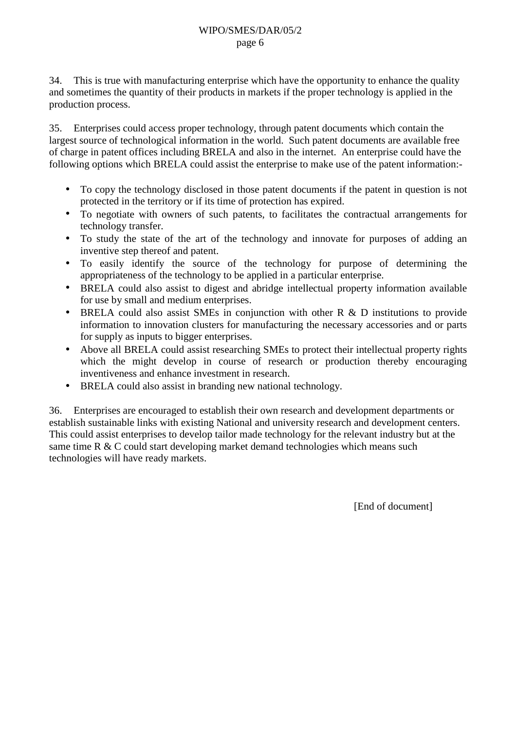34. This is true with manufacturing enterprise which have the opportunity to enhance the quality and sometimes the quantity of their products in markets if the proper technology is applied in the production process.

35. Enterprises could access proper technology, through patent documents which contain the largest source of technological information in the world. Such patent documents are available free of charge in patent offices including BRELA and also in the internet. An enterprise could have the following options which BRELA could assist the enterprise to make use of the patent information:-

- To copy the technology disclosed in those patent documents if the patent in question is not protected in the territory or if its time of protection has expired.
- To negotiate with owners of such patents, to facilitates the contractual arrangements for technology transfer.
- To study the state of the art of the technology and innovate for purposes of adding an inventive step thereof and patent.
- To easily identify the source of the technology for purpose of determining the appropriateness of the technology to be applied in a particular enterprise.
- BRELA could also assist to digest and abridge intellectual property information available for use by small and medium enterprises.
- BRELA could also assist SMEs in conjunction with other R & D institutions to provide information to innovation clusters for manufacturing the necessary accessories and or parts for supply as inputs to bigger enterprises.
- Above all BRELA could assist researching SMEs to protect their intellectual property rights which the might develop in course of research or production thereby encouraging inventiveness and enhance investment in research.
- BRELA could also assist in branding new national technology.

36. Enterprises are encouraged to establish their own research and development departments or establish sustainable links with existing National and university research and development centers. This could assist enterprises to develop tailor made technology for the relevant industry but at the same time R & C could start developing market demand technologies which means such technologies will have ready markets.

[End of document]